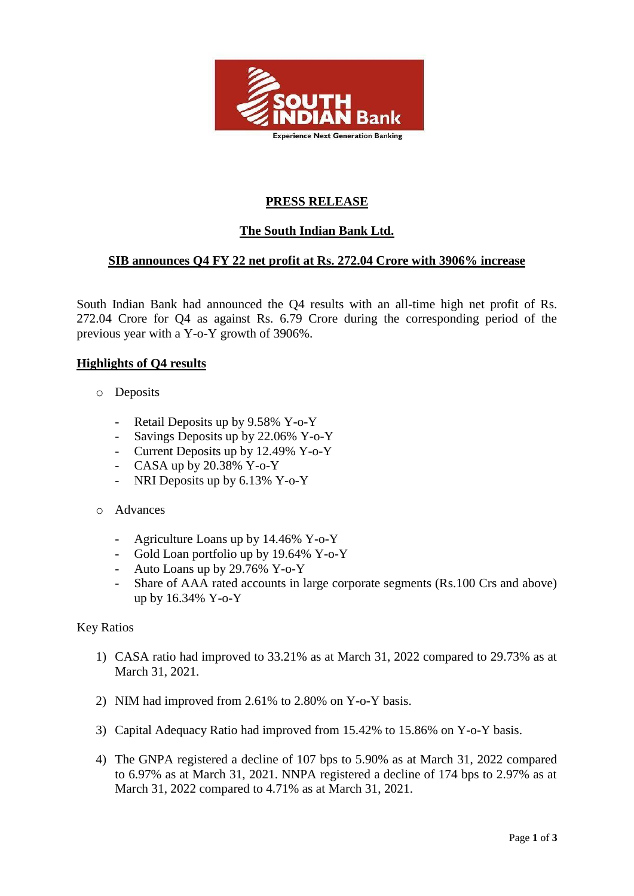## PRESS RELEASE

## The South Indian Bank Ltd.

### SIB announces Q4 FY 22 net profit at Rs. 272.04 Crore with 3906% increase

South Indian Bank had announced the Q4 results with an all-time high net profit of Rs. 272.04 Crore for Q4 as against Rs. 6.79 Crore during the corresponding period of the previous year with a Y-o-Y growth of 3906%.

**Highlights of Q4 results**

- Deposits
  - Retail Deposits up by 9.58% Y-o-Y
  - Savings Deposits up by 22.06% Y-o-Y
  - Current Deposits up by 12.49% Y-o-Y
  - CASA up by 20.38% Y-o-Y
  - NRI Deposits up by 6.13% Y-o-Y

- Advances
  - Agriculture Loans up by 14.46% Y-o-Y
  - Gold Loan portfolio up by 19.64% Y-o-Y
  - Auto Loans up by 29.76% Y-o-Y
  - Share of AAA rated accounts in large corporate segments (Rs.100 Crs and above) up by 16.34% Y-o-Y

Key Ratios

1) CASA ratio had improved to 33.21% as at March 31, 2022 compared to 29.73% as at March 31, 2021.

2) NIM had improved from 2.61% to 2.80% on Y-o-Y basis.

3) Capital Adequacy Ratio had improved from 15.42% to 15.86% on Y-o-Y basis.

4) The GNPA registered a decline of 107 bps to 5.90% as at March 31, 2022 compared to 6.97% as at March 31, 2021. NNPA registered a decline of 174 bps to 2.97% as at March 31, 2022 compared to 4.71% as at March 31, 2021.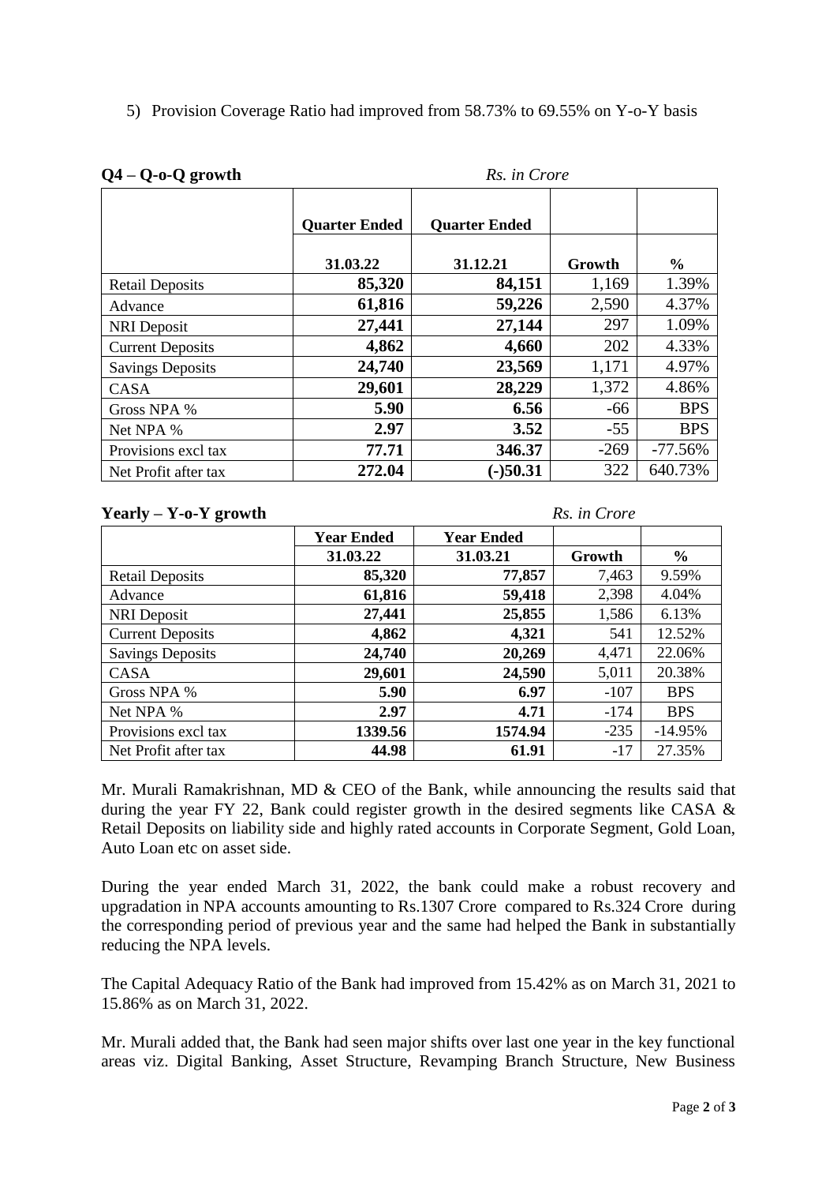5) Provision Coverage Ratio had improved from 58.73% to 69.55% on Y-o-Y basis

**Q4 – Q-o-Q growth** *Rs. in Crore*

| | Quarter Ended 31.03.22 | Quarter Ended 31.12.21 | Growth | % |
|---|---|---|---|---|
| Retail Deposits | **85,320** | **84,151** | 1,169 | 1.39% |
| Advance | **61,816** | **59,226** | 2,590 | 4.37% |
| NRI Deposit | **27,441** | **27,144** | 297 | 1.09% |
| Current Deposits | **4,862** | **4,660** | 202 | 4.33% |
| Savings Deposits | **24,740** | **23,569** | 1,171 | 4.97% |
| CASA | **29,601** | **28,229** | 1,372 | 4.86% |
| Gross NPA % | **5.90** | **6.56** | -66 | BPS |
| Net NPA % | **2.97** | **3.52** | -55 | BPS |
| Provisions excl tax | **77.71** | **346.37** | -269 | -77.56% |
| Net Profit after tax | **272.04** | **(-)50.31** | 322 | 640.73% |

**Yearly – Y-o-Y growth** *Rs. in Crore*

| | Year Ended 31.03.22 | Year Ended 31.03.21 | Growth | % |
|---|---|---|---|---|
| Retail Deposits | **85,320** | **77,857** | 7,463 | 9.59% |
| Advance | **61,816** | **59,418** | 2,398 | 4.04% |
| NRI Deposit | **27,441** | **25,855** | 1,586 | 6.13% |
| Current Deposits | **4,862** | **4,321** | 541 | 12.52% |
| Savings Deposits | **24,740** | **20,269** | 4,471 | 22.06% |
| CASA | **29,601** | **24,590** | 5,011 | 20.38% |
| Gross NPA % | **5.90** | **6.97** | -107 | BPS |
| Net NPA % | **2.97** | **4.71** | -174 | BPS |
| Provisions excl tax | **1339.56** | **1574.94** | -235 | -14.95% |
| Net Profit after tax | **44.98** | **61.91** | -17 | 27.35% |

Mr. Murali Ramakrishnan, MD & CEO of the Bank, while announcing the results said that during the year FY 22, Bank could register growth in the desired segments like CASA & Retail Deposits on liability side and highly rated accounts in Corporate Segment, Gold Loan, Auto Loan etc on asset side.

During the year ended March 31, 2022, the bank could make a robust recovery and upgradation in NPA accounts amounting to Rs.1307 Crore compared to Rs.324 Crore during the corresponding period of previous year and the same had helped the Bank in substantially reducing the NPA levels.

The Capital Adequacy Ratio of the Bank had improved from 15.42% as on March 31, 2021 to 15.86% as on March 31, 2022.

Mr. Murali added that, the Bank had seen major shifts over last one year in the key functional areas viz. Digital Banking, Asset Structure, Revamping Branch Structure, New Business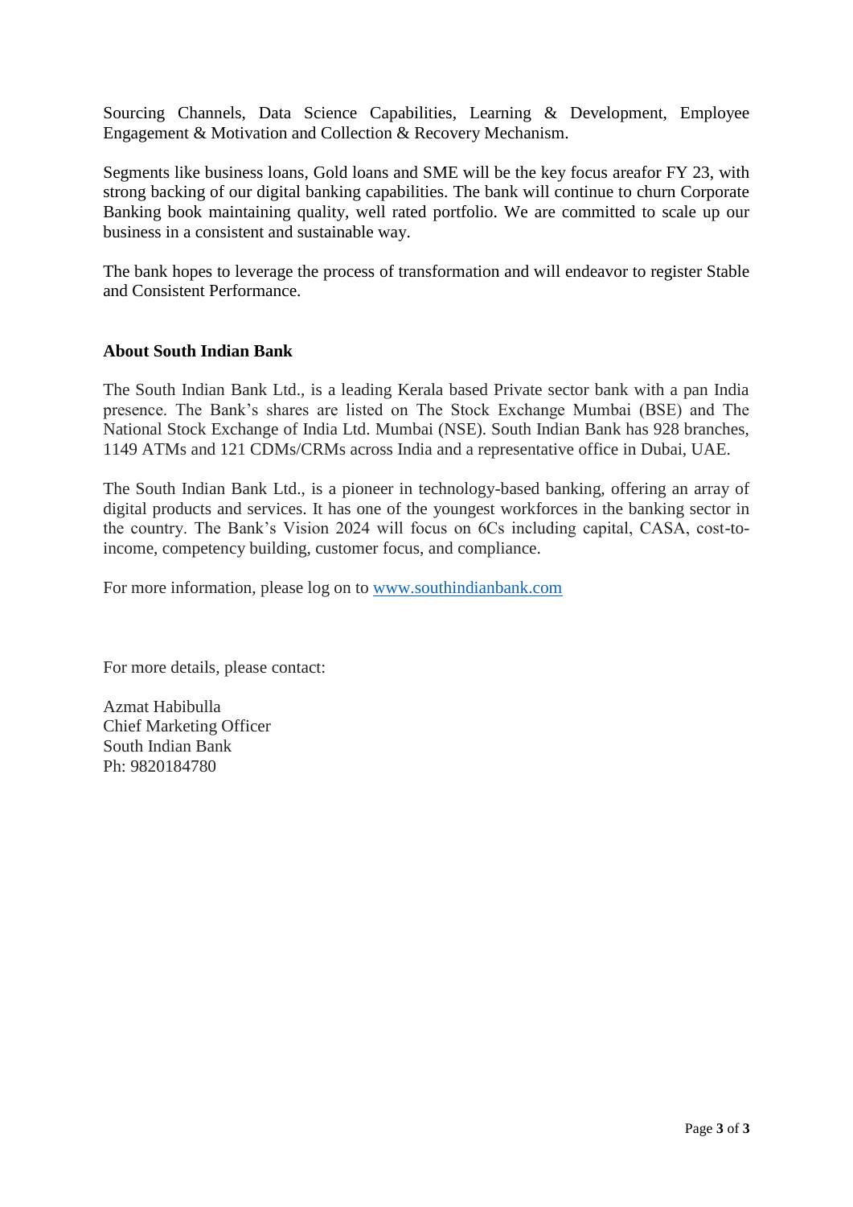Sourcing Channels, Data Science Capabilities, Learning & Development, Employee Engagement & Motivation and Collection & Recovery Mechanism.

Segments like business loans, Gold loans and SME will be the key focus areafor FY 23, with strong backing of our digital banking capabilities. The bank will continue to churn Corporate Banking book maintaining quality, well rated portfolio. We are committed to scale up our business in a consistent and sustainable way.

The bank hopes to leverage the process of transformation and will endeavor to register Stable and Consistent Performance.

**About South Indian Bank**

The South Indian Bank Ltd., is a leading Kerala based Private sector bank with a pan India presence. The Bank's shares are listed on The Stock Exchange Mumbai (BSE) and The National Stock Exchange of India Ltd. Mumbai (NSE). South Indian Bank has 928 branches, 1149 ATMs and 121 CDMs/CRMs across India and a representative office in Dubai, UAE.

The South Indian Bank Ltd., is a pioneer in technology-based banking, offering an array of digital products and services. It has one of the youngest workforces in the banking sector in the country. The Bank's Vision 2024 will focus on 6Cs including capital, CASA, cost-to-income, competency building, customer focus, and compliance.

For more information, please log on to www.southindianbank.com

For more details, please contact:

Azmat Habibulla
Chief Marketing Officer
South Indian Bank
Ph: 9820184780